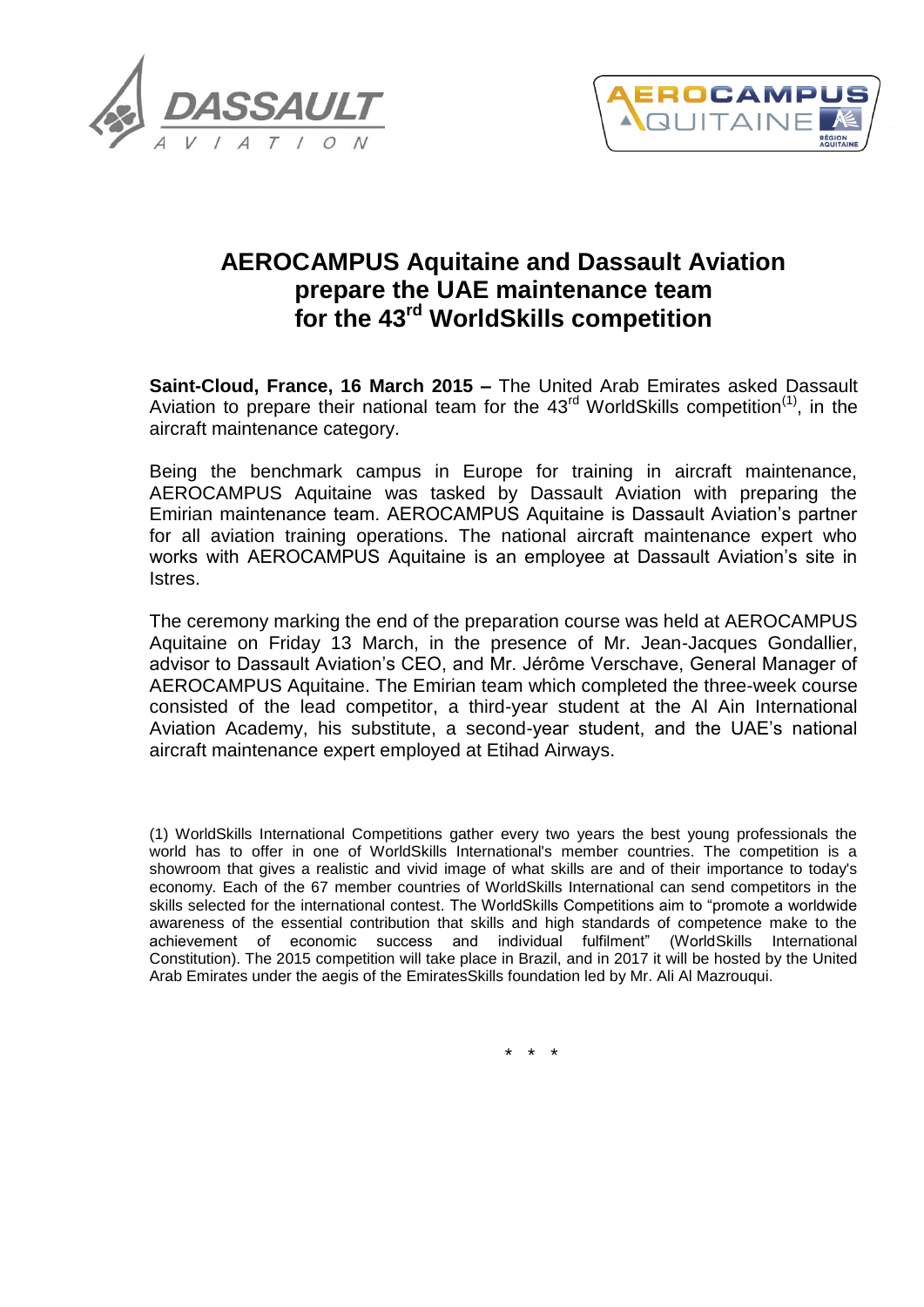# AEROCAMPUS Aquitaine and Dassault Aviation prepare the UAE maintenance team for the 43rd WorldSkills competition

**Saint-Cloud, France, 16 March 2015 –** The United Arab Emirates asked Dassault Aviation to prepare their national team for the 43rd WorldSkills competition(1), in the aircraft maintenance category.

Being the benchmark campus in Europe for training in aircraft maintenance, AEROCAMPUS Aquitaine was tasked by Dassault Aviation with preparing the Emirian maintenance team. AEROCAMPUS Aquitaine is Dassault Aviation's partner for all aviation training operations. The national aircraft maintenance expert who works with AEROCAMPUS Aquitaine is an employee at Dassault Aviation's site in Istres.

The ceremony marking the end of the preparation course was held at AEROCAMPUS Aquitaine on Friday 13 March, in the presence of Mr. Jean-Jacques Gondallier, advisor to Dassault Aviation's CEO, and Mr. Jérôme Verschave, General Manager of AEROCAMPUS Aquitaine. The Emirian team which completed the three-week course consisted of the lead competitor, a third-year student at the Al Ain International Aviation Academy, his substitute, a second-year student, and the UAE's national aircraft maintenance expert employed at Etihad Airways.

(1) WorldSkills International Competitions gather every two years the best young professionals the world has to offer in one of WorldSkills International's member countries. The competition is a showroom that gives a realistic and vivid image of what skills are and of their importance to today's economy. Each of the 67 member countries of WorldSkills International can send competitors in the skills selected for the international contest. The WorldSkills Competitions aim to "promote a worldwide awareness of the essential contribution that skills and high standards of competence make to the achievement of economic success and individual fulfilment" (WorldSkills International Constitution). The 2015 competition will take place in Brazil, and in 2017 it will be hosted by the United Arab Emirates under the aegis of the EmiratesSkills foundation led by Mr. Ali Al Mazrouqui.

\* \* \*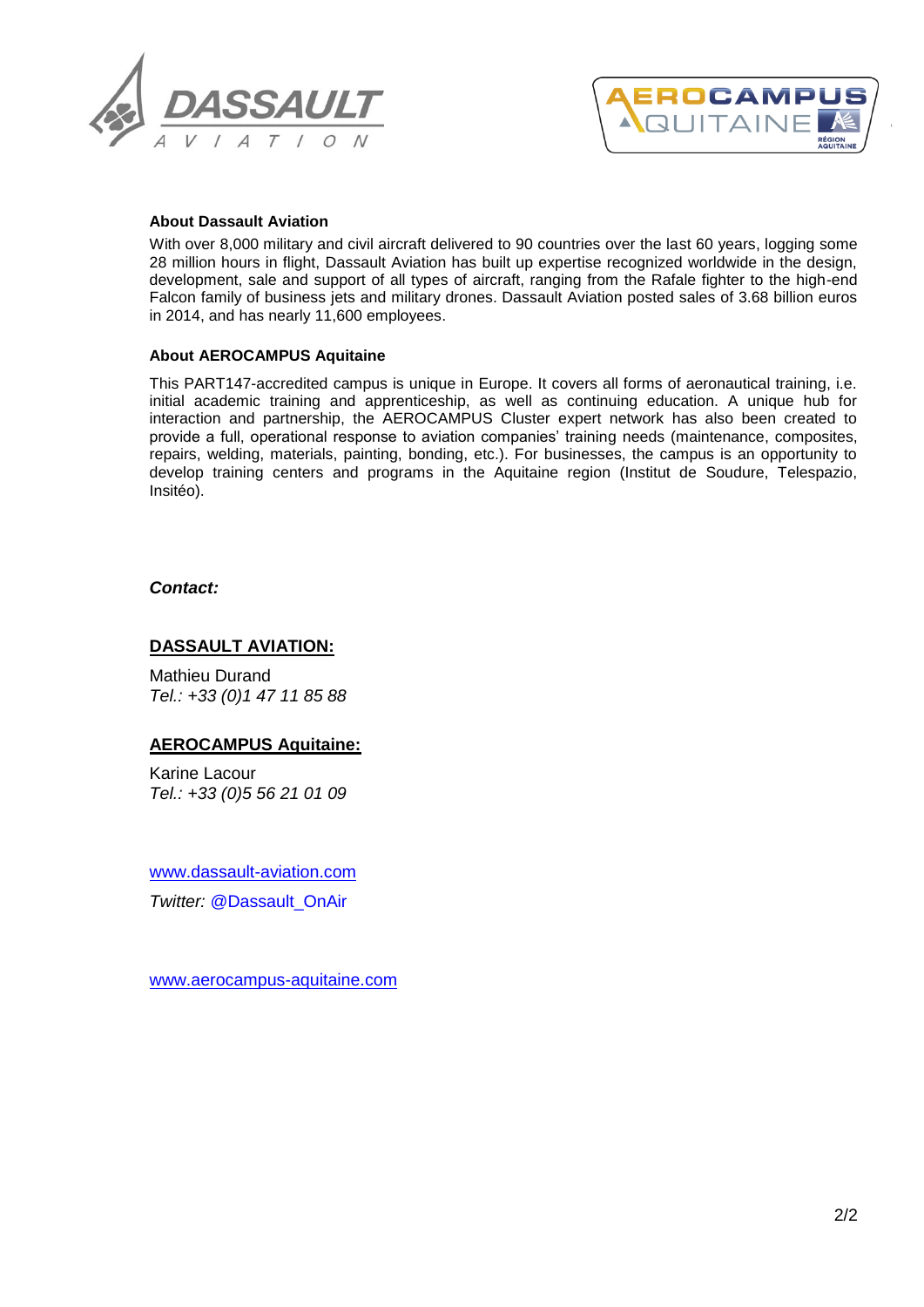**About Dassault Aviation**

With over 8,000 military and civil aircraft delivered to 90 countries over the last 60 years, logging some 28 million hours in flight, Dassault Aviation has built up expertise recognized worldwide in the design, development, sale and support of all types of aircraft, ranging from the Rafale fighter to the high-end Falcon family of business jets and military drones. Dassault Aviation posted sales of 3.68 billion euros in 2014, and has nearly 11,600 employees.

**About AEROCAMPUS Aquitaine**

This PART147-accredited campus is unique in Europe. It covers all forms of aeronautical training, i.e. initial academic training and apprenticeship, as well as continuing education. A unique hub for interaction and partnership, the AEROCAMPUS Cluster expert network has also been created to provide a full, operational response to aviation companies' training needs (maintenance, composites, repairs, welding, materials, painting, bonding, etc.). For businesses, the campus is an opportunity to develop training centers and programs in the Aquitaine region (Institut de Soudure, Telespazio, Insitéo).

***Contact:***

**DASSAULT AVIATION:**

Mathieu Durand
*Tel.: +33 (0)1 47 11 85 88*

**AEROCAMPUS Aquitaine:**

Karine Lacour
*Tel.: +33 (0)5 56 21 01 09*

www.dassault-aviation.com

*Twitter:* @Dassault_OnAir

www.aerocampus-aquitaine.com